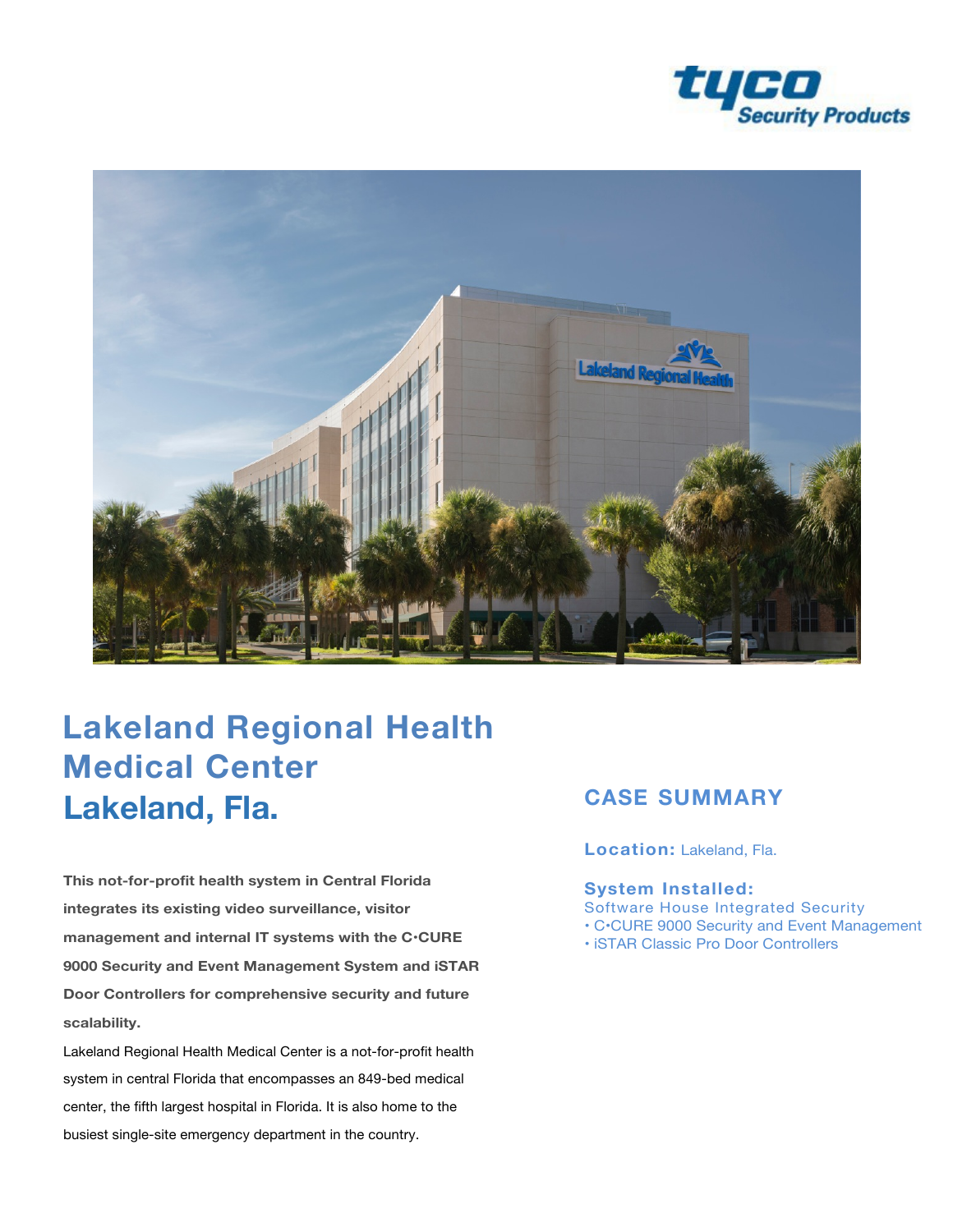# Lakeland Regional Health Medical Center
# Lakeland, Fla.

**This not-for-profit health system in Central Florida integrates its existing video surveillance, visitor management and internal IT systems with the C•CURE 9000 Security and Event Management System and iSTAR Door Controllers for comprehensive security and future scalability.**

Lakeland Regional Health Medical Center is a not-for-profit health system in central Florida that encompasses an 849-bed medical center, the fifth largest hospital in Florida. It is also home to the busiest single-site emergency department in the country.

## CASE SUMMARY

**Location:** Lakeland, Fla.

**System Installed:**

Software House Integrated Security

- C•CURE 9000 Security and Event Management
- iSTAR Classic Pro Door Controllers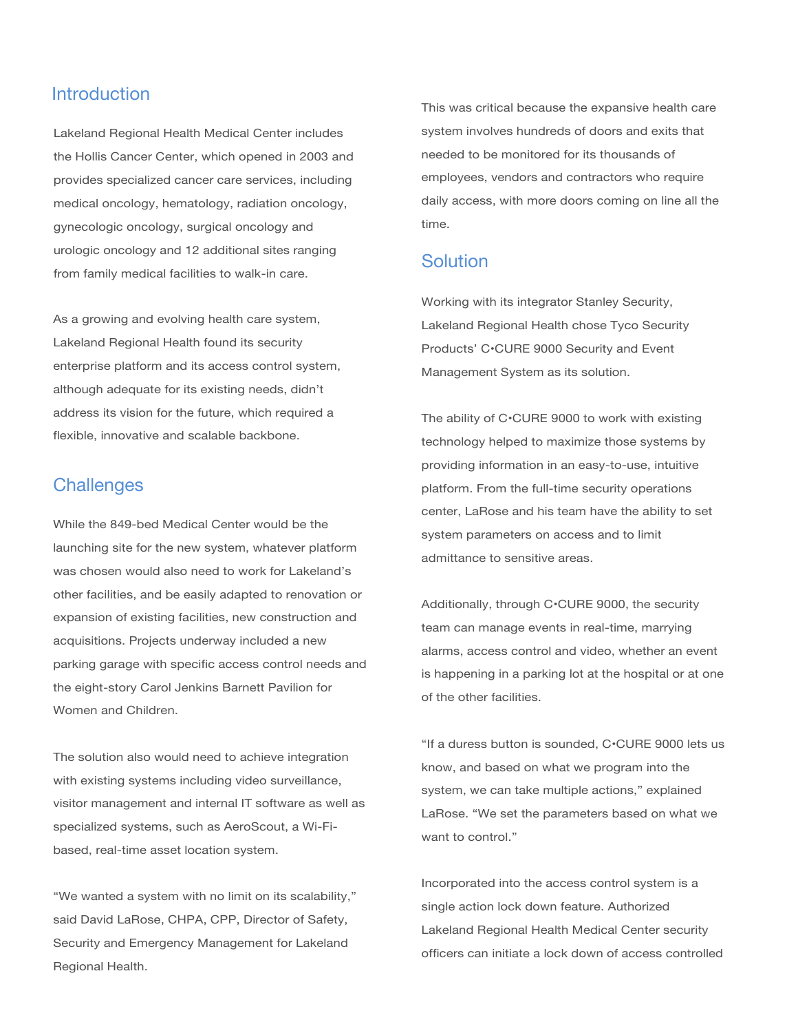## Introduction

Lakeland Regional Health Medical Center includes the Hollis Cancer Center, which opened in 2003 and provides specialized cancer care services, including medical oncology, hematology, radiation oncology, gynecologic oncology, surgical oncology and urologic oncology and 12 additional sites ranging from family medical facilities to walk-in care.

As a growing and evolving health care system, Lakeland Regional Health found its security enterprise platform and its access control system, although adequate for its existing needs, didn't address its vision for the future, which required a flexible, innovative and scalable backbone.

## Challenges

While the 849-bed Medical Center would be the launching site for the new system, whatever platform was chosen would also need to work for Lakeland's other facilities, and be easily adapted to renovation or expansion of existing facilities, new construction and acquisitions. Projects underway included a new parking garage with specific access control needs and the eight-story Carol Jenkins Barnett Pavilion for Women and Children.

The solution also would need to achieve integration with existing systems including video surveillance, visitor management and internal IT software as well as specialized systems, such as AeroScout, a Wi-Fi-based, real-time asset location system.

"We wanted a system with no limit on its scalability," said David LaRose, CHPA, CPP, Director of Safety, Security and Emergency Management for Lakeland Regional Health.

This was critical because the expansive health care system involves hundreds of doors and exits that needed to be monitored for its thousands of employees, vendors and contractors who require daily access, with more doors coming on line all the time.

## Solution

Working with its integrator Stanley Security, Lakeland Regional Health chose Tyco Security Products' C•CURE 9000 Security and Event Management System as its solution.

The ability of C•CURE 9000 to work with existing technology helped to maximize those systems by providing information in an easy-to-use, intuitive platform. From the full-time security operations center, LaRose and his team have the ability to set system parameters on access and to limit admittance to sensitive areas.

Additionally, through C•CURE 9000, the security team can manage events in real-time, marrying alarms, access control and video, whether an event is happening in a parking lot at the hospital or at one of the other facilities.

"If a duress button is sounded, C•CURE 9000 lets us know, and based on what we program into the system, we can take multiple actions," explained LaRose. "We set the parameters based on what we want to control."

Incorporated into the access control system is a single action lock down feature. Authorized Lakeland Regional Health Medical Center security officers can initiate a lock down of access controlled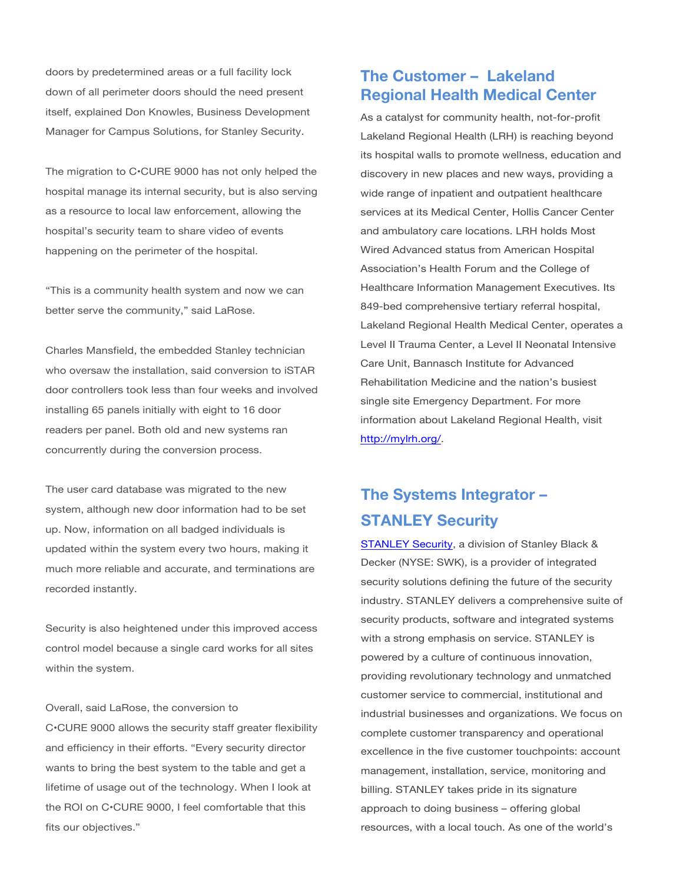doors by predetermined areas or a full facility lock down of all perimeter doors should the need present itself, explained Don Knowles, Business Development Manager for Campus Solutions, for Stanley Security.

The migration to C•CURE 9000 has not only helped the hospital manage its internal security, but is also serving as a resource to local law enforcement, allowing the hospital's security team to share video of events happening on the perimeter of the hospital.

"This is a community health system and now we can better serve the community," said LaRose.

Charles Mansfield, the embedded Stanley technician who oversaw the installation, said conversion to iSTAR door controllers took less than four weeks and involved installing 65 panels initially with eight to 16 door readers per panel. Both old and new systems ran concurrently during the conversion process.

The user card database was migrated to the new system, although new door information had to be set up. Now, information on all badged individuals is updated within the system every two hours, making it much more reliable and accurate, and terminations are recorded instantly.

Security is also heightened under this improved access control model because a single card works for all sites within the system.

Overall, said LaRose, the conversion to C•CURE 9000 allows the security staff greater flexibility and efficiency in their efforts. "Every security director wants to bring the best system to the table and get a lifetime of usage out of the technology. When I look at the ROI on C•CURE 9000, I feel comfortable that this fits our objectives."

## The Customer – Lakeland Regional Health Medical Center

As a catalyst for community health, not-for-profit Lakeland Regional Health (LRH) is reaching beyond its hospital walls to promote wellness, education and discovery in new places and new ways, providing a wide range of inpatient and outpatient healthcare services at its Medical Center, Hollis Cancer Center and ambulatory care locations. LRH holds Most Wired Advanced status from American Hospital Association's Health Forum and the College of Healthcare Information Management Executives. Its 849-bed comprehensive tertiary referral hospital, Lakeland Regional Health Medical Center, operates a Level II Trauma Center, a Level II Neonatal Intensive Care Unit, Bannasch Institute for Advanced Rehabilitation Medicine and the nation's busiest single site Emergency Department. For more information about Lakeland Regional Health, visit [http://mylrh.org/](http://mylrh.org/).

## The Systems Integrator – STANLEY Security

STANLEY Security, a division of Stanley Black & Decker (NYSE: SWK), is a provider of integrated security solutions defining the future of the security industry. STANLEY delivers a comprehensive suite of security products, software and integrated systems with a strong emphasis on service. STANLEY is powered by a culture of continuous innovation, providing revolutionary technology and unmatched customer service to commercial, institutional and industrial businesses and organizations. We focus on complete customer transparency and operational excellence in the five customer touchpoints: account management, installation, service, monitoring and billing. STANLEY takes pride in its signature approach to doing business – offering global resources, with a local touch. As one of the world's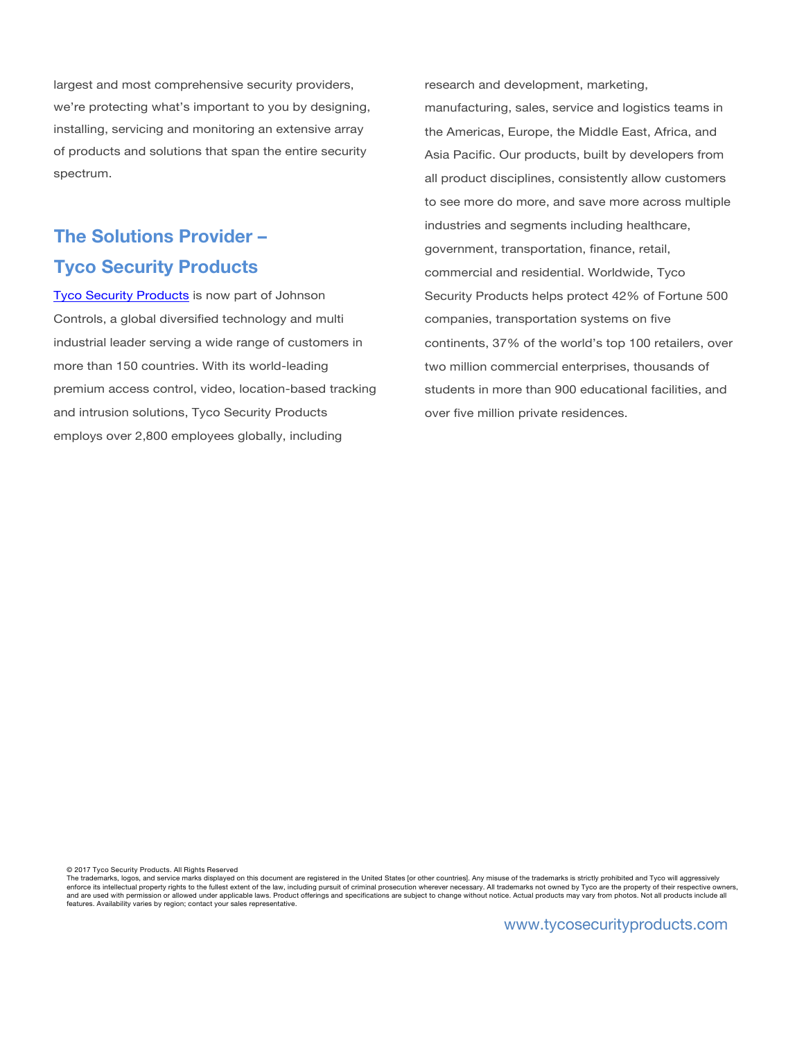largest and most comprehensive security providers, we're protecting what's important to you by designing, installing, servicing and monitoring an extensive array of products and solutions that span the entire security spectrum.

## The Solutions Provider – Tyco Security Products

Tyco Security Products is now part of Johnson Controls, a global diversified technology and multi industrial leader serving a wide range of customers in more than 150 countries. With its world-leading premium access control, video, location-based tracking and intrusion solutions, Tyco Security Products employs over 2,800 employees globally, including research and development, marketing, manufacturing, sales, service and logistics teams in the Americas, Europe, the Middle East, Africa, and Asia Pacific. Our products, built by developers from all product disciplines, consistently allow customers to see more do more, and save more across multiple industries and segments including healthcare, government, transportation, finance, retail, commercial and residential. Worldwide, Tyco Security Products helps protect 42% of Fortune 500 companies, transportation systems on five continents, 37% of the world's top 100 retailers, over two million commercial enterprises, thousands of students in more than 900 educational facilities, and over five million private residences.

© 2017 Tyco Security Products. All Rights Reserved
The trademarks, logos, and service marks displayed on this document are registered in the United States [or other countries]. Any misuse of the trademarks is strictly prohibited and Tyco will aggressively enforce its intellectual property rights to the fullest extent of the law, including pursuit of criminal prosecution wherever necessary. All trademarks not owned by Tyco are the property of their respective owners, and are used with permission or allowed under applicable laws. Product offerings and specifications are subject to change without notice. Actual products may vary from photos. Not all products include all features. Availability varies by region; contact your sales representative.

www.tycosecurityproducts.com